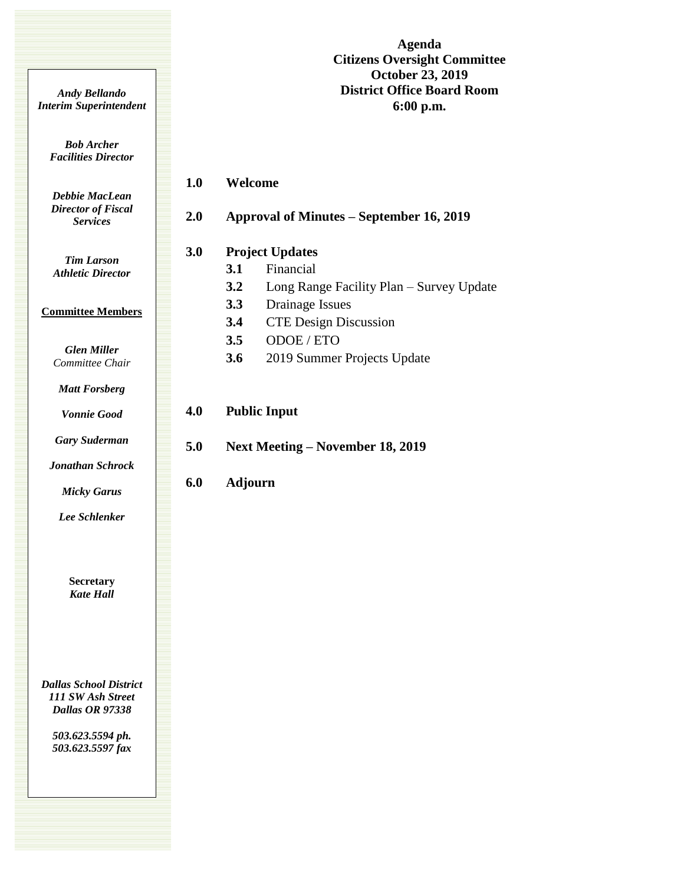# Agenda
## Citizens Oversight Committee
**October 23, 2019**
**District Office Board Room**
**6:00 p.m.**

***Andy Bellando***
***Interim Superintendent***

***Bob Archer***
***Facilities Director***

***Debbie MacLean***
***Director of Fiscal Services***

***Tim Larson***
***Athletic Director***

**Committee Members**

***Glen Miller***
*Committee Chair*

***Matt Forsberg***

***Vonnie Good***

***Gary Suderman***

***Jonathan Schrock***

***Micky Garus***

***Lee Schlenker***

**Secretary**
***Kate Hall***

***Dallas School District***
***111 SW Ash Street***
***Dallas OR 97338***

***503.623.5594 ph.***
***503.623.5597 fax***

**1.0 Welcome**

**2.0 Approval of Minutes – September 16, 2019**

**3.0 Project Updates**

- **3.1** Financial
- **3.2** Long Range Facility Plan – Survey Update
- **3.3** Drainage Issues
- **3.4** CTE Design Discussion
- **3.5** ODOE / ETO
- **3.6** 2019 Summer Projects Update

**4.0 Public Input**

**5.0 Next Meeting – November 18, 2019**

**6.0 Adjourn**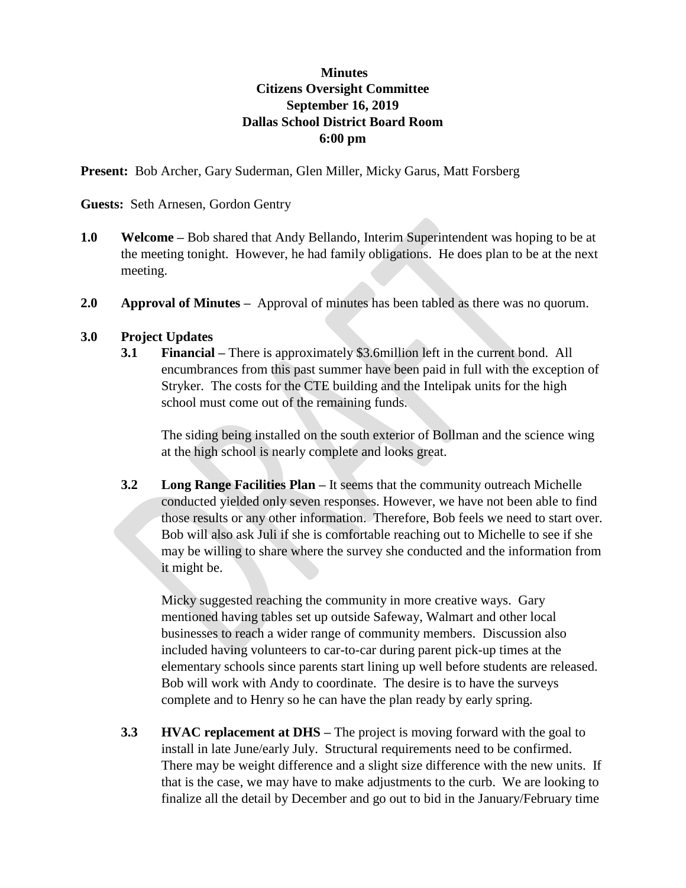**Minutes**
**Citizens Oversight Committee**
**September 16, 2019**
**Dallas School District Board Room**
**6:00 pm**

**Present:** Bob Archer, Gary Suderman, Glen Miller, Micky Garus, Matt Forsberg

**Guests:** Seth Arnesen, Gordon Gentry

**1.0 Welcome –** Bob shared that Andy Bellando, Interim Superintendent was hoping to be at the meeting tonight. However, he had family obligations. He does plan to be at the next meeting.

**2.0 Approval of Minutes –** Approval of minutes has been tabled as there was no quorum.

**3.0 Project Updates**

**3.1 Financial –** There is approximately $3.6million left in the current bond. All encumbrances from this past summer have been paid in full with the exception of Stryker. The costs for the CTE building and the Intelipak units for the high school must come out of the remaining funds.

The siding being installed on the south exterior of Bollman and the science wing at the high school is nearly complete and looks great.

**3.2 Long Range Facilities Plan –** It seems that the community outreach Michelle conducted yielded only seven responses. However, we have not been able to find those results or any other information. Therefore, Bob feels we need to start over. Bob will also ask Juli if she is comfortable reaching out to Michelle to see if she may be willing to share where the survey she conducted and the information from it might be.

Micky suggested reaching the community in more creative ways. Gary mentioned having tables set up outside Safeway, Walmart and other local businesses to reach a wider range of community members. Discussion also included having volunteers to car-to-car during parent pick-up times at the elementary schools since parents start lining up well before students are released. Bob will work with Andy to coordinate. The desire is to have the surveys complete and to Henry so he can have the plan ready by early spring.

**3.3 HVAC replacement at DHS –** The project is moving forward with the goal to install in late June/early July. Structural requirements need to be confirmed. There may be weight difference and a slight size difference with the new units. If that is the case, we may have to make adjustments to the curb. We are looking to finalize all the detail by December and go out to bid in the January/February time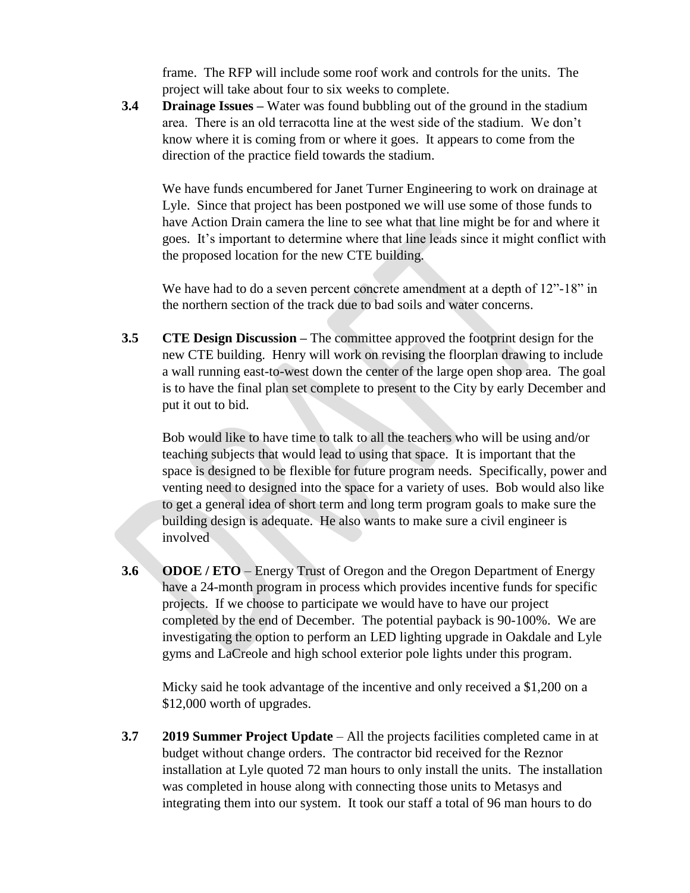frame. The RFP will include some roof work and controls for the units. The project will take about four to six weeks to complete.

**3.4 Drainage Issues –** Water was found bubbling out of the ground in the stadium area. There is an old terracotta line at the west side of the stadium. We don't know where it is coming from or where it goes. It appears to come from the direction of the practice field towards the stadium.

We have funds encumbered for Janet Turner Engineering to work on drainage at Lyle. Since that project has been postponed we will use some of those funds to have Action Drain camera the line to see what that line might be for and where it goes. It's important to determine where that line leads since it might conflict with the proposed location for the new CTE building.

We have had to do a seven percent concrete amendment at a depth of 12"-18" in the northern section of the track due to bad soils and water concerns.

**3.5 CTE Design Discussion –** The committee approved the footprint design for the new CTE building. Henry will work on revising the floorplan drawing to include a wall running east-to-west down the center of the large open shop area. The goal is to have the final plan set complete to present to the City by early December and put it out to bid.

Bob would like to have time to talk to all the teachers who will be using and/or teaching subjects that would lead to using that space. It is important that the space is designed to be flexible for future program needs. Specifically, power and venting need to designed into the space for a variety of uses. Bob would also like to get a general idea of short term and long term program goals to make sure the building design is adequate. He also wants to make sure a civil engineer is involved

**3.6 ODOE / ETO** – Energy Trust of Oregon and the Oregon Department of Energy have a 24-month program in process which provides incentive funds for specific projects. If we choose to participate we would have to have our project completed by the end of December. The potential payback is 90-100%. We are investigating the option to perform an LED lighting upgrade in Oakdale and Lyle gyms and LaCreole and high school exterior pole lights under this program.

Micky said he took advantage of the incentive and only received a $1,200 on a $12,000 worth of upgrades.

**3.7 2019 Summer Project Update** – All the projects facilities completed came in at budget without change orders. The contractor bid received for the Reznor installation at Lyle quoted 72 man hours to only install the units. The installation was completed in house along with connecting those units to Metasys and integrating them into our system. It took our staff a total of 96 man hours to do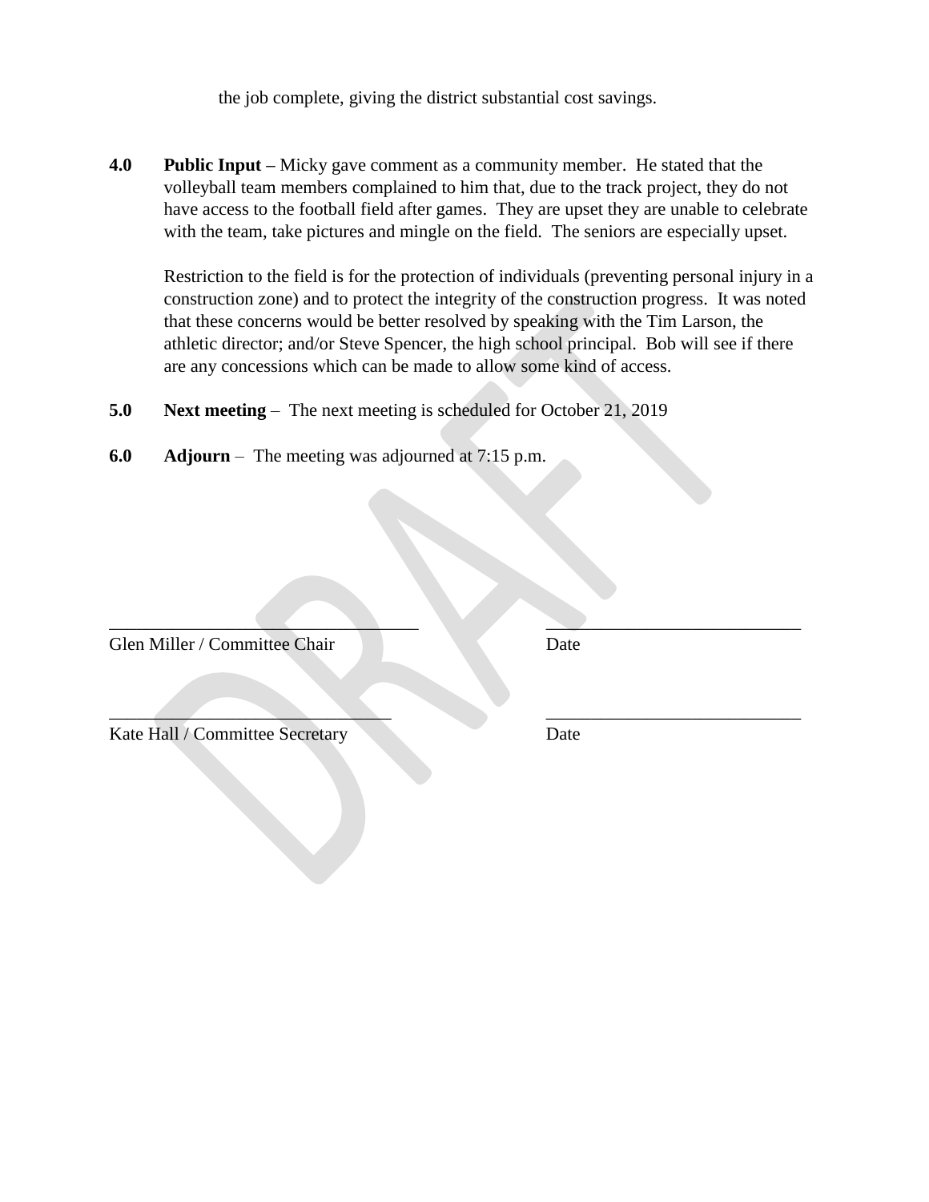the job complete, giving the district substantial cost savings.

**4.0 Public Input –** Micky gave comment as a community member. He stated that the volleyball team members complained to him that, due to the track project, they do not have access to the football field after games. They are upset they are unable to celebrate with the team, take pictures and mingle on the field. The seniors are especially upset.

Restriction to the field is for the protection of individuals (preventing personal injury in a construction zone) and to protect the integrity of the construction progress. It was noted that these concerns would be better resolved by speaking with the Tim Larson, the athletic director; and/or Steve Spencer, the high school principal. Bob will see if there are any concessions which can be made to allow some kind of access.

**5.0 Next meeting** – The next meeting is scheduled for October 21, 2019

**6.0 Adjourn** – The meeting was adjourned at 7:15 p.m.

| | |
|---|---|
| ______________________________ | ______________________________ |
| Glen Miller / Committee Chair | Date |
| ______________________________ | ______________________________ |
| Kate Hall / Committee Secretary | Date |

DRAFT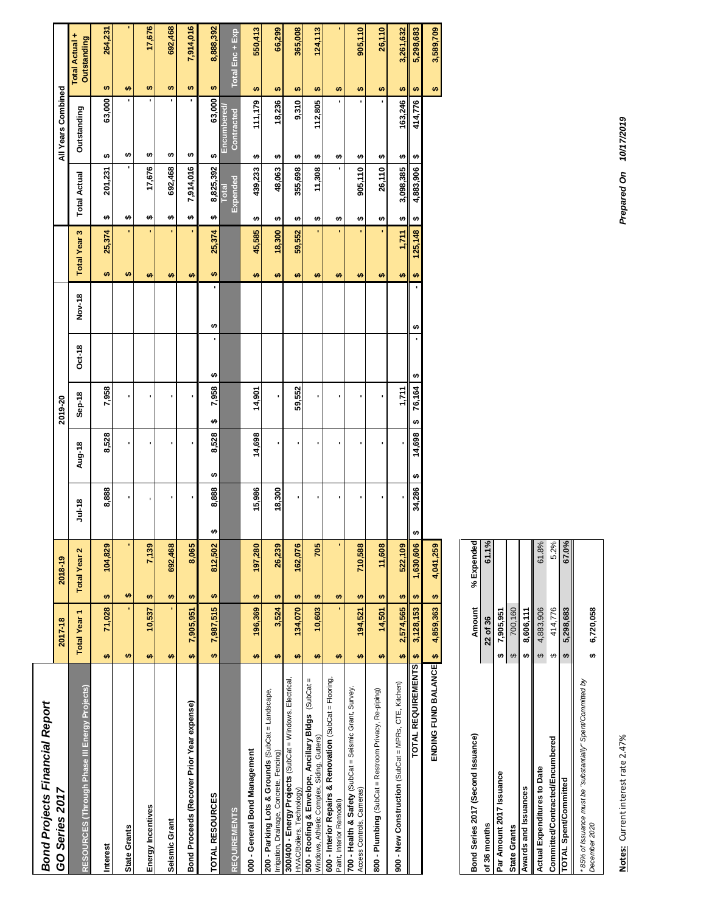# Bond Projects Financial Report

## GO Series 2017

| | 2017-18 | 2018-19 | 2019-20 | | | | | | All Years Combined | | |
|---|---|---|---|---|---|---|---|---|---|---|---|
| **RESOURCES (Through Phase III Energy Projects)** | **Total Year 1** | **Total Year 2** | **Jul-18** | **Aug-18** | **Sep-18** | **Oct-18** | **Nov-18** | **Total Year 3** | **Total Actual** | **Outstanding** | **Total Actual + Outstanding** |
| **Interest** | $ 71,028 | $ 104,829 | 8,888 | 8,528 | 7,958 | | | $ 25,374 | $ 201,231 | $ 63,000 | $ 264,231 |
| **State Grants** | $ - | $ - | | | | | | $ - | $ - | $ - | $ - |
| **Energy Incentives** | $ 10,537 | $ 7,139 | - | - | - | | | $ - | $ 17,676 | $ - | $ 17,676 |
| **Seismic Grant** | $ - | $ 692,468 | - | - | - | | | $ - | $ 692,468 | $ - | $ 692,468 |
| **Bond Proceeds (Recover Prior Year expense)** | $ 7,905,951 | $ 8,065 | - | - | - | | | $ - | $ 7,914,016 | $ - | $ 7,914,016 |
| **TOTAL RESOURCES** | $ 7,987,515 | $ 812,502 | $ 8,888 | $ 8,528 | $ 7,958 | $ - | $ - | $ 25,374 | $ 8,825,392 | $ 63,000 | $ 8,888,392 |
| **REQUIREMENTS** | | | | | | | | | **Total Expended** | **Encumbered/ Contracted** | **Total Enc + Exp** |
| **000 - General Bond Management** | $ 196,369 | $ 197,280 | 15,986 | 14,698 | 14,901 | | | $ 45,585 | $ 439,233 | $ 111,179 | $ 550,413 |
| **200 - Parking Lots & Grounds** (SubCat = Landscape, Irrigation, Drainage, Concrete, Fencing) | $ 3,524 | $ 26,239 | 18,300 | - | - | | | $ 18,300 | $ 48,063 | $ 18,236 | $ 66,299 |
| **300/400 - Energy Projects** (SubCat = Windows, Electrical, HVAC/Boilers, Technology) | $ 134,070 | $ 162,076 | - | - | 59,552 | | | $ 59,552 | $ 355,698 | $ 9,310 | $ 365,008 |
| **500 - Roofing & Envelope, Ancillary Bldgs** (SubCat = Windows, Athletic Complex, Siding, Gutters) | $ 10,603 | $ 705 | - | - | - | | | $ - | $ 11,308 | $ 112,805 | $ 124,113 |
| **600 - Interior Repairs & Renovation** (SubCat = Flooring, Paint, Interior Remodel) | $ - | $ - | - | - | - | | | $ - | $ - | $ - | $ - |
| **700 - Health & Safety** (SubCat = Seismic Grant, Survey, Access Controls, Cameras) | $ 194,521 | $ 710,588 | - | - | - | | | $ - | $ 905,110 | $ - | $ 905,110 |
| **800 - Plumbing** (SubCat = Restroom Privacy, Re-piping) | $ 14,501 | $ 11,608 | - | - | - | | | $ - | $ 26,110 | $ - | $ 26,110 |
| **900 - New Construction** (SubCat = MPRs, CTE, Kitchen) | $ 2,574,565 | $ 522,109 | - | - | 1,711 | | | $ 1,711 | $ 3,098,385 | $ 163,246 | $ 3,261,632 |
| **TOTAL REQUIREMENTS** | $ 3,128,153 | $ 1,630,606 | $ 34,286 | $ 14,698 | $ 76,164 | $ - | $ - | $ 125,148 | $ 4,883,906 | $ 414,776 | $ 5,298,683 |
| **ENDING FUND BALANCE** | $ 4,859,363 | $ 4,041,259 | | | | | | | | | $ 3,589,709 |

| Bond Series 2017 (Second Issuance) | Amount | % Expended |
|---|---|---|
| **of 36 months** | **22 of 36** | **61.1%** |
| **Par Amount 2017 Issuance** | $ 7,905,951 | |
| **State Grants** | $ 700,160 | |
| **Awards and Issuances** | $ 8,606,111 | |
| **Actual Expenditures to Date** | $ 4,883,906 | 61.8% |
| **Committed/Contracted/Encumbered** | $ 414,776 | 5.2% |
| **TOTAL Spent/Committed** | $ 5,298,683 | 67.0% |
| *\* 85% of Issuance must be "substantially" Spent/Committed by December 2020* | $ 6,720,058 | |

**Notes:** Current interest rate 2.47%

***Prepared On 10/17/2019***